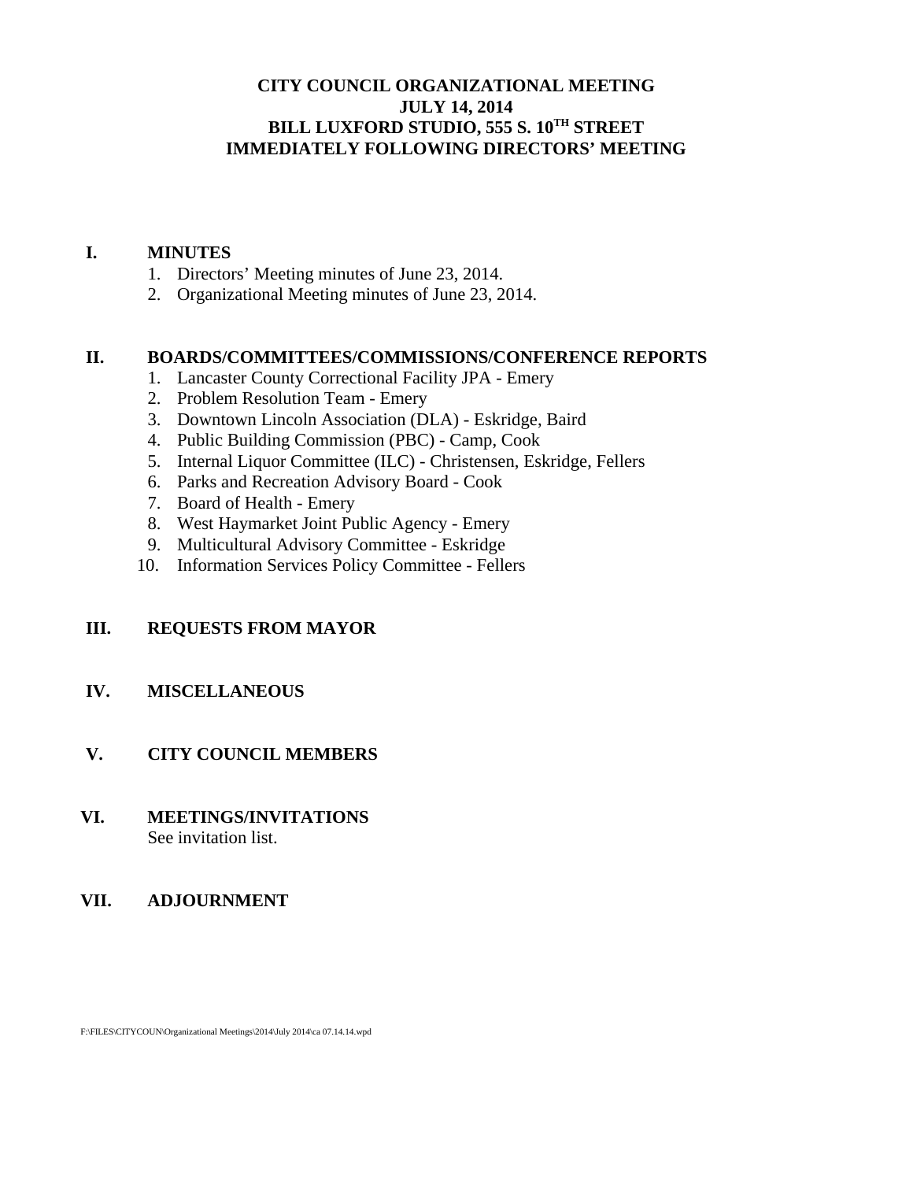# CITY COUNCIL ORGANIZATIONAL MEETING
## JULY 14, 2014
## BILL LUXFORD STUDIO, 555 S. 10TH STREET
## IMMEDIATELY FOLLOWING DIRECTORS' MEETING

**I. MINUTES**

1. Directors' Meeting minutes of June 23, 2014.
2. Organizational Meeting minutes of June 23, 2014.

**II. BOARDS/COMMITTEES/COMMISSIONS/CONFERENCE REPORTS**

1. Lancaster County Correctional Facility JPA - Emery
2. Problem Resolution Team - Emery
3. Downtown Lincoln Association (DLA) - Eskridge, Baird
4. Public Building Commission (PBC) - Camp, Cook
5. Internal Liquor Committee (ILC) - Christensen, Eskridge, Fellers
6. Parks and Recreation Advisory Board - Cook
7. Board of Health - Emery
8. West Haymarket Joint Public Agency - Emery
9. Multicultural Advisory Committee - Eskridge
10. Information Services Policy Committee - Fellers

**III. REQUESTS FROM MAYOR**

**IV. MISCELLANEOUS**

**V. CITY COUNCIL MEMBERS**

**VI. MEETINGS/INVITATIONS**

See invitation list.

**VII. ADJOURNMENT**

F:\FILES\CITYCOUN\Organizational Meetings\2014\July 2014\ca 07.14.14.wpd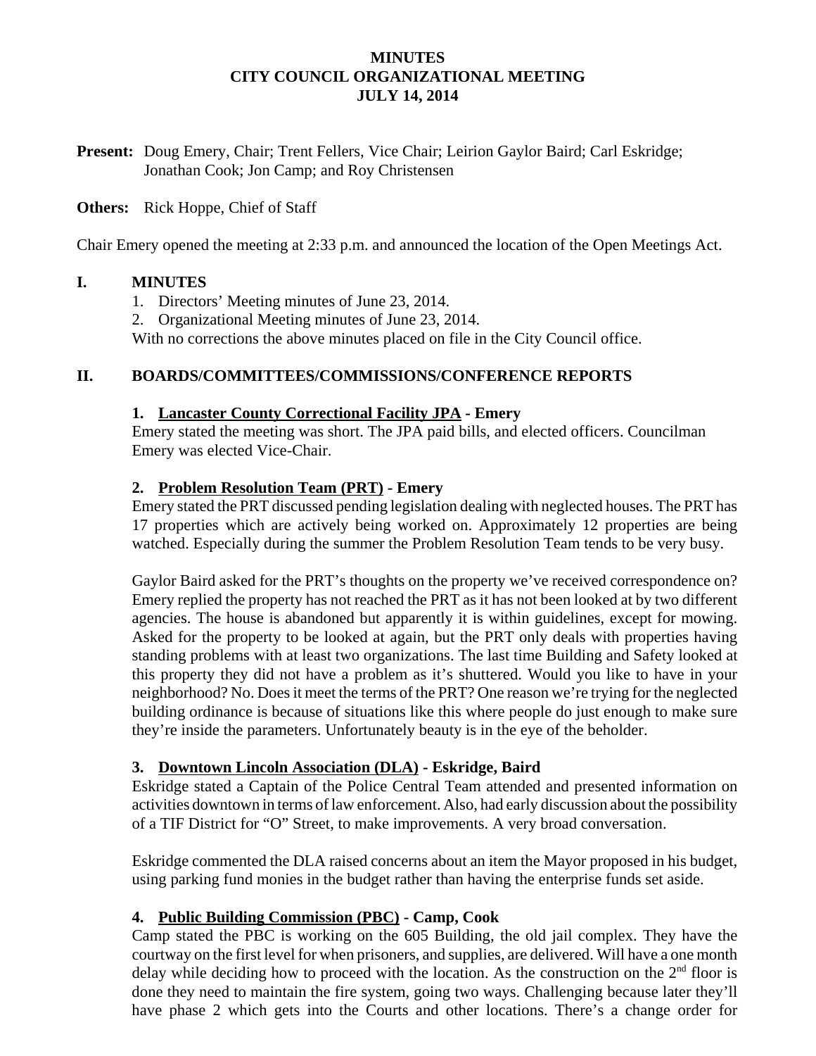**MINUTES**
**CITY COUNCIL ORGANIZATIONAL MEETING**
**JULY 14, 2014**

**Present:** Doug Emery, Chair; Trent Fellers, Vice Chair; Leirion Gaylor Baird; Carl Eskridge; Jonathan Cook; Jon Camp; and Roy Christensen

**Others:** Rick Hoppe, Chief of Staff

Chair Emery opened the meeting at 2:33 p.m. and announced the location of the Open Meetings Act.

## I. MINUTES

1. Directors' Meeting minutes of June 23, 2014.
2. Organizational Meeting minutes of June 23, 2014.

With no corrections the above minutes placed on file in the City Council office.

## II. BOARDS/COMMITTEES/COMMISSIONS/CONFERENCE REPORTS

### 1. Lancaster County Correctional Facility JPA - Emery

Emery stated the meeting was short. The JPA paid bills, and elected officers. Councilman Emery was elected Vice-Chair.

### 2. Problem Resolution Team (PRT) - Emery

Emery stated the PRT discussed pending legislation dealing with neglected houses. The PRT has 17 properties which are actively being worked on. Approximately 12 properties are being watched. Especially during the summer the Problem Resolution Team tends to be very busy.

Gaylor Baird asked for the PRT's thoughts on the property we've received correspondence on? Emery replied the property has not reached the PRT as it has not been looked at by two different agencies. The house is abandoned but apparently it is within guidelines, except for mowing. Asked for the property to be looked at again, but the PRT only deals with properties having standing problems with at least two organizations. The last time Building and Safety looked at this property they did not have a problem as it's shuttered. Would you like to have in your neighborhood? No. Does it meet the terms of the PRT? One reason we're trying for the neglected building ordinance is because of situations like this where people do just enough to make sure they're inside the parameters. Unfortunately beauty is in the eye of the beholder.

### 3. Downtown Lincoln Association (DLA) - Eskridge, Baird

Eskridge stated a Captain of the Police Central Team attended and presented information on activities downtown in terms of law enforcement. Also, had early discussion about the possibility of a TIF District for "O" Street, to make improvements. A very broad conversation.

Eskridge commented the DLA raised concerns about an item the Mayor proposed in his budget, using parking fund monies in the budget rather than having the enterprise funds set aside.

### 4. Public Building Commission (PBC) - Camp, Cook

Camp stated the PBC is working on the 605 Building, the old jail complex. They have the courtway on the first level for when prisoners, and supplies, are delivered. Will have a one month delay while deciding how to proceed with the location. As the construction on the 2nd floor is done they need to maintain the fire system, going two ways. Challenging because later they'll have phase 2 which gets into the Courts and other locations. There's a change order for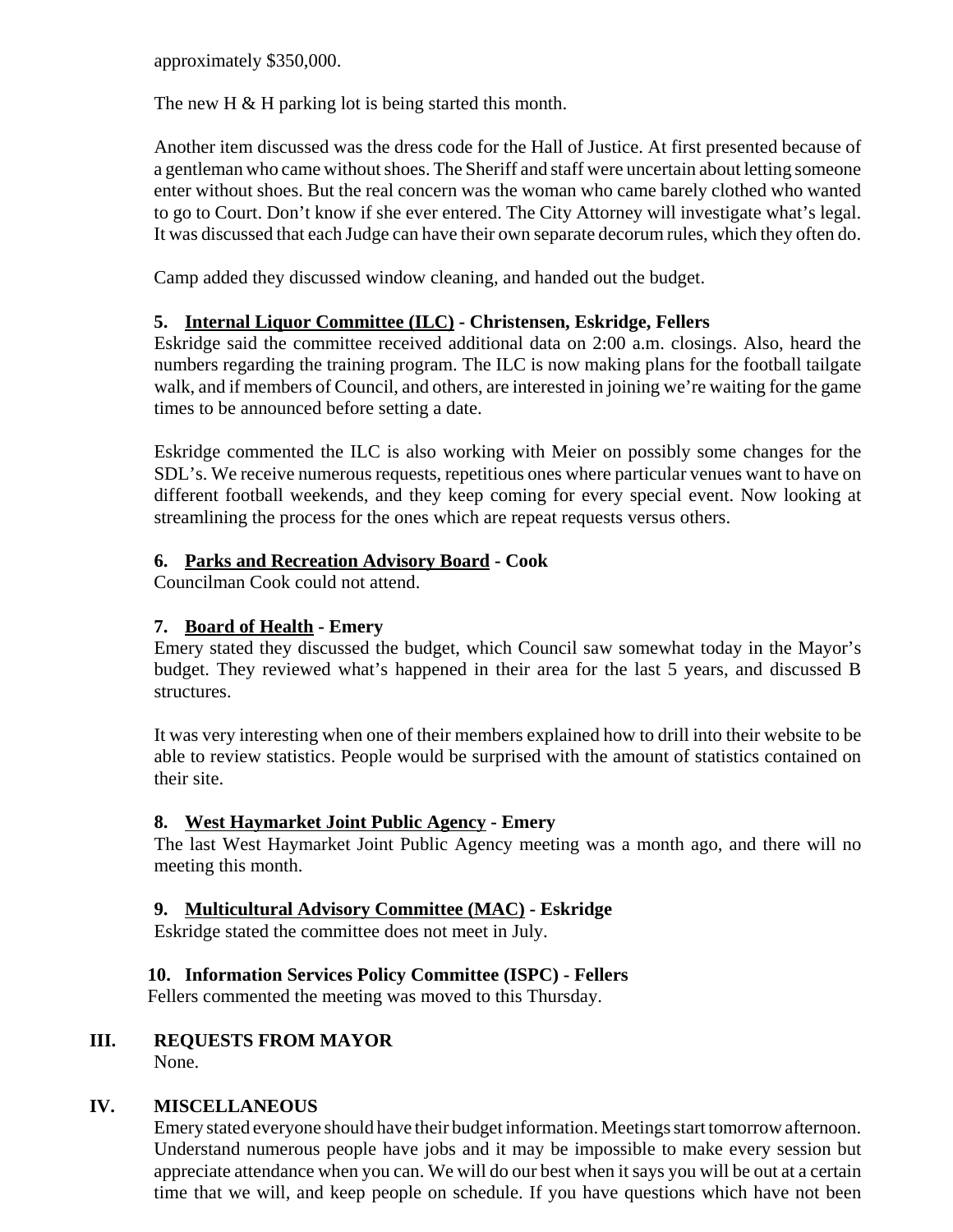approximately $350,000.

The new H & H parking lot is being started this month.

Another item discussed was the dress code for the Hall of Justice. At first presented because of a gentleman who came without shoes. The Sheriff and staff were uncertain about letting someone enter without shoes. But the real concern was the woman who came barely clothed who wanted to go to Court. Don't know if she ever entered. The City Attorney will investigate what's legal. It was discussed that each Judge can have their own separate decorum rules, which they often do.

Camp added they discussed window cleaning, and handed out the budget.

**5. Internal Liquor Committee (ILC) - Christensen, Eskridge, Fellers**

Eskridge said the committee received additional data on 2:00 a.m. closings. Also, heard the numbers regarding the training program. The ILC is now making plans for the football tailgate walk, and if members of Council, and others, are interested in joining we're waiting for the game times to be announced before setting a date.

Eskridge commented the ILC is also working with Meier on possibly some changes for the SDL's. We receive numerous requests, repetitious ones where particular venues want to have on different football weekends, and they keep coming for every special event. Now looking at streamlining the process for the ones which are repeat requests versus others.

**6. Parks and Recreation Advisory Board - Cook**

Councilman Cook could not attend.

**7. Board of Health - Emery**

Emery stated they discussed the budget, which Council saw somewhat today in the Mayor's budget. They reviewed what's happened in their area for the last 5 years, and discussed B structures.

It was very interesting when one of their members explained how to drill into their website to be able to review statistics. People would be surprised with the amount of statistics contained on their site.

**8. West Haymarket Joint Public Agency - Emery**

The last West Haymarket Joint Public Agency meeting was a month ago, and there will no meeting this month.

**9. Multicultural Advisory Committee (MAC) - Eskridge**

Eskridge stated the committee does not meet in July.

**10. Information Services Policy Committee (ISPC) - Fellers**

Fellers commented the meeting was moved to this Thursday.

## III. REQUESTS FROM MAYOR

None.

## IV. MISCELLANEOUS

Emery stated everyone should have their budget information. Meetings start tomorrow afternoon. Understand numerous people have jobs and it may be impossible to make every session but appreciate attendance when you can. We will do our best when it says you will be out at a certain time that we will, and keep people on schedule. If you have questions which have not been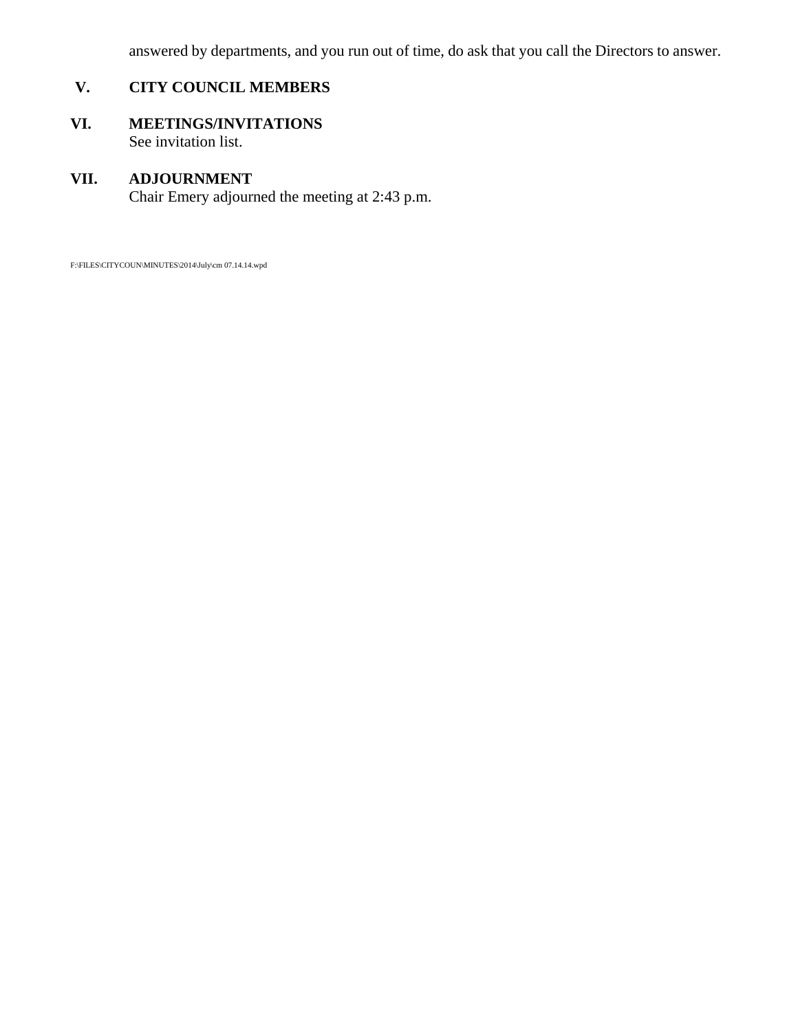answered by departments, and you run out of time, do ask that you call the Directors to answer.

## V. CITY COUNCIL MEMBERS

## VI. MEETINGS/INVITATIONS

See invitation list.

## VII. ADJOURNMENT

Chair Emery adjourned the meeting at 2:43 p.m.

F:\FILES\CITYCOUN\MINUTES\2014\July\cm 07.14.14.wpd